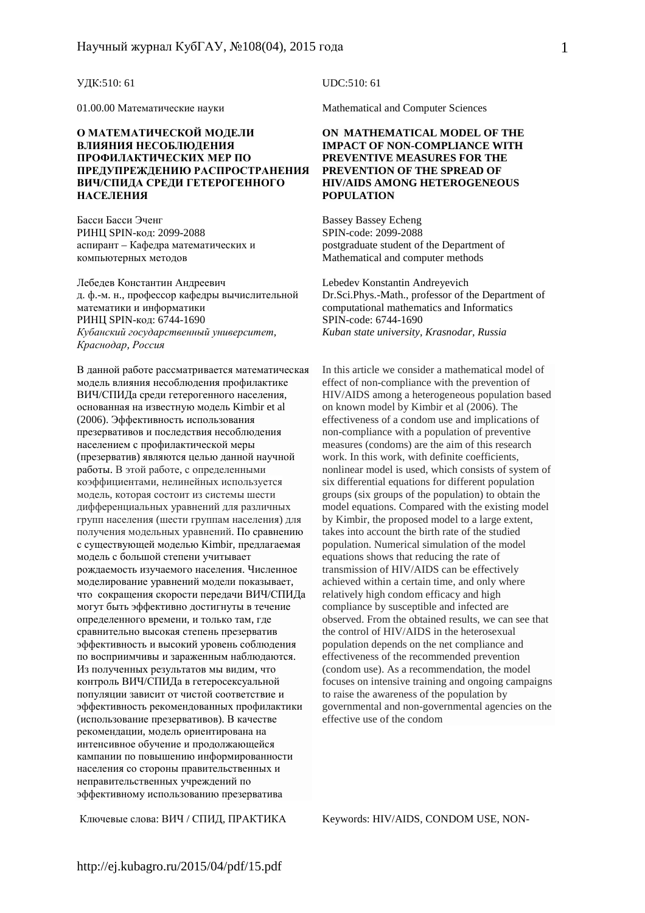УДК:510: 61

01.00.00 Математические науки

**О МАТЕМАТИЧЕСКОЙ МОДЕЛИ ВЛИЯНИЯ НЕСОБЛЮДЕНИЯ ПРОФИЛАКТИЧЕСКИХ МЕР ПО ПРЕДУПРЕЖДЕНИЮ РАСПРОСТРАНЕНИЯ ВИЧ/СПИДА СРЕДИ ГЕТЕРОГЕННОГО НАСЕЛЕНИЯ**

Басси Басси Эченг
РИНЦ SPIN-код: 2099-2088
аспирант – Кафедра математических и компьютерных методов

Лебедев Константин Андреевич
д. ф.-м. н., профессор кафедры вычислительной математики и информатики
РИНЦ SPIN-код: 6744-1690
*Кубанский государственный университет, Краснодар, Россия*

В данной работе рассматривается математическая модель влияния несоблюдения профилактике ВИЧ/СПИДа среди гетерогенного населения, основанная на известную модель Kimbir et al (2006). Эффективность использования презервативов и последствия несоблюдения населением с профилактической меры (презерватив) являются целью данной научной работы. В этой работе, с определенными коэффициентами, нелинейных используется модель, которая состоит из системы шести дифференциальных уравнений для различных групп населения (шести группам населения) для получения модельных уравнений. По сравнению с существующей моделью Kimbir, предлагаемая модель с большой степени учитывает рождаемость изучаемого населения. Численное моделирование уравнений модели показывает, что сокращения скорости передачи ВИЧ/СПИДа могут быть эффективно достигнуты в течение определенного времени, и только там, где сравнительно высокая степень презерватив эффективность и высокий уровень соблюдения по восприимчивы и зараженным наблюдаются. Из полученных результатов мы видим, что контроль ВИЧ/СПИДа в гетеросексуальной популяции зависит от чистой соответствие и эффективность рекомендованных профилактики (использование презервативов). В качестве рекомендации, модель ориентирована на интенсивное обучение и продолжающейся кампании по повышению информированности населения со стороны правительственных и неправительственных учреждений по эффективному использованию презерватива

Ключевые слова: ВИЧ / СПИД, ПРАКТИКА

UDC:510: 61

Mathematical and Computer Sciences

**ON MATHEMATICAL MODEL OF THE IMPACT OF NON-COMPLIANCE WITH PREVENTIVE MEASURES FOR THE PREVENTION OF THE SPREAD OF HIV/AIDS AMONG HETEROGENEOUS POPULATION**

Bassey Bassey Echeng
SPIN-code: 2099-2088
postgraduate student of the Department of Mathematical and computer methods

Lebedev Konstantin Andreyevich
Dr.Sci.Phys.-Math., professor of the Department of computational mathematics and Informatics
SPIN-code: 6744-1690
*Kuban state university, Krasnodar, Russia*

In this article we consider a mathematical model of effect of non-compliance with the prevention of HIV/AIDS among a heterogeneous population based on known model by Kimbir et al (2006). The effectiveness of a condom use and implications of non-compliance with a population of preventive measures (condoms) are the aim of this research work. In this work, with definite coefficients, nonlinear model is used, which consists of system of six differential equations for different population groups (six groups of the population) to obtain the model equations. Compared with the existing model by Kimbir, the proposed model to a large extent, takes into account the birth rate of the studied population. Numerical simulation of the model equations shows that reducing the rate of transmission of HIV/AIDS can be effectively achieved within a certain time, and only where relatively high condom efficacy and high compliance by susceptible and infected are observed. From the obtained results, we can see that the control of HIV/AIDS in the heterosexual population depends on the net compliance and effectiveness of the recommended prevention (condom use). As a recommendation, the model focuses on intensive training and ongoing campaigns to raise the awareness of the population by governmental and non-governmental agencies on the effective use of the condom

Keywords: HIV/AIDS, CONDOM USE, NON-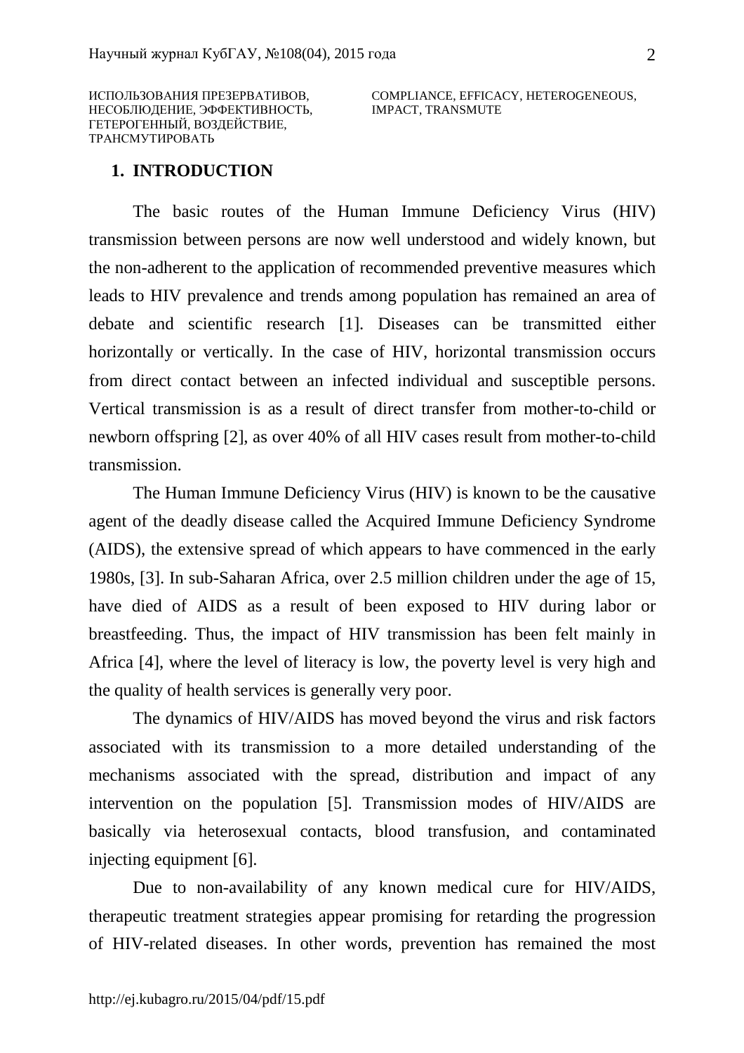ИСПОЛЬЗОВАНИЯ ПРЕЗЕРВАТИВОВ, НЕСОБЛЮДЕНИЕ, ЭФФЕКТИВНОСТЬ, ГЕТЕРОГЕННЫЙ, ВОЗДЕЙСТВИЕ, ТРАНСМУТИРОВАТЬ

COMPLIANCE, EFFICACY, HETEROGENEOUS, IMPACT, TRANSMUTE

## 1. INTRODUCTION

The basic routes of the Human Immune Deficiency Virus (HIV) transmission between persons are now well understood and widely known, but the non-adherent to the application of recommended preventive measures which leads to HIV prevalence and trends among population has remained an area of debate and scientific research [1]. Diseases can be transmitted either horizontally or vertically. In the case of HIV, horizontal transmission occurs from direct contact between an infected individual and susceptible persons. Vertical transmission is as a result of direct transfer from mother-to-child or newborn offspring [2], as over 40% of all HIV cases result from mother-to-child transmission.

The Human Immune Deficiency Virus (HIV) is known to be the causative agent of the deadly disease called the Acquired Immune Deficiency Syndrome (AIDS), the extensive spread of which appears to have commenced in the early 1980s, [3]. In sub-Saharan Africa, over 2.5 million children under the age of 15, have died of AIDS as a result of been exposed to HIV during labor or breastfeeding. Thus, the impact of HIV transmission has been felt mainly in Africa [4], where the level of literacy is low, the poverty level is very high and the quality of health services is generally very poor.

The dynamics of HIV/AIDS has moved beyond the virus and risk factors associated with its transmission to a more detailed understanding of the mechanisms associated with the spread, distribution and impact of any intervention on the population [5]. Transmission modes of HIV/AIDS are basically via heterosexual contacts, blood transfusion, and contaminated injecting equipment [6].

Due to non-availability of any known medical cure for HIV/AIDS, therapeutic treatment strategies appear promising for retarding the progression of HIV-related diseases. In other words, prevention has remained the most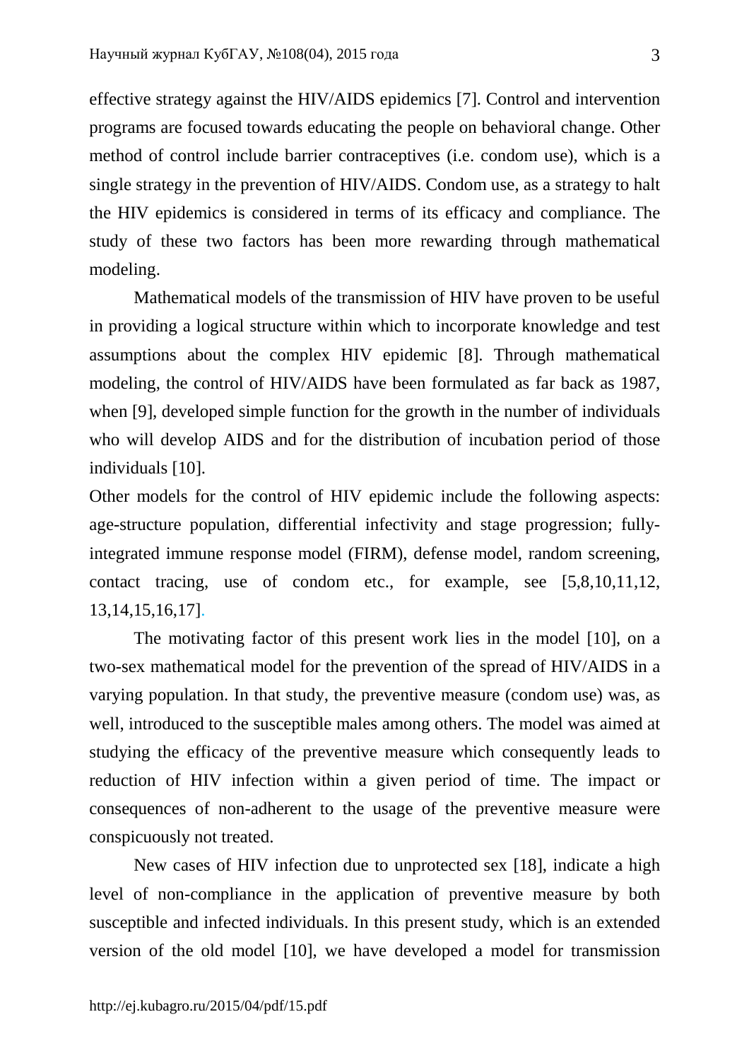effective strategy against the HIV/AIDS epidemics [7]. Control and intervention programs are focused towards educating the people on behavioral change. Other method of control include barrier contraceptives (i.e. condom use), which is a single strategy in the prevention of HIV/AIDS. Condom use, as a strategy to halt the HIV epidemics is considered in terms of its efficacy and compliance. The study of these two factors has been more rewarding through mathematical modeling.

Mathematical models of the transmission of HIV have proven to be useful in providing a logical structure within which to incorporate knowledge and test assumptions about the complex HIV epidemic [8]. Through mathematical modeling, the control of HIV/AIDS have been formulated as far back as 1987, when [9], developed simple function for the growth in the number of individuals who will develop AIDS and for the distribution of incubation period of those individuals [10].

Other models for the control of HIV epidemic include the following aspects: age-structure population, differential infectivity and stage progression; fully-integrated immune response model (FIRM), defense model, random screening, contact tracing, use of condom etc., for example, see [5,8,10,11,12, 13,14,15,16,17].

The motivating factor of this present work lies in the model [10], on a two-sex mathematical model for the prevention of the spread of HIV/AIDS in a varying population. In that study, the preventive measure (condom use) was, as well, introduced to the susceptible males among others. The model was aimed at studying the efficacy of the preventive measure which consequently leads to reduction of HIV infection within a given period of time. The impact or consequences of non-adherent to the usage of the preventive measure were conspicuously not treated.

New cases of HIV infection due to unprotected sex [18], indicate a high level of non-compliance in the application of preventive measure by both susceptible and infected individuals. In this present study, which is an extended version of the old model [10], we have developed a model for transmission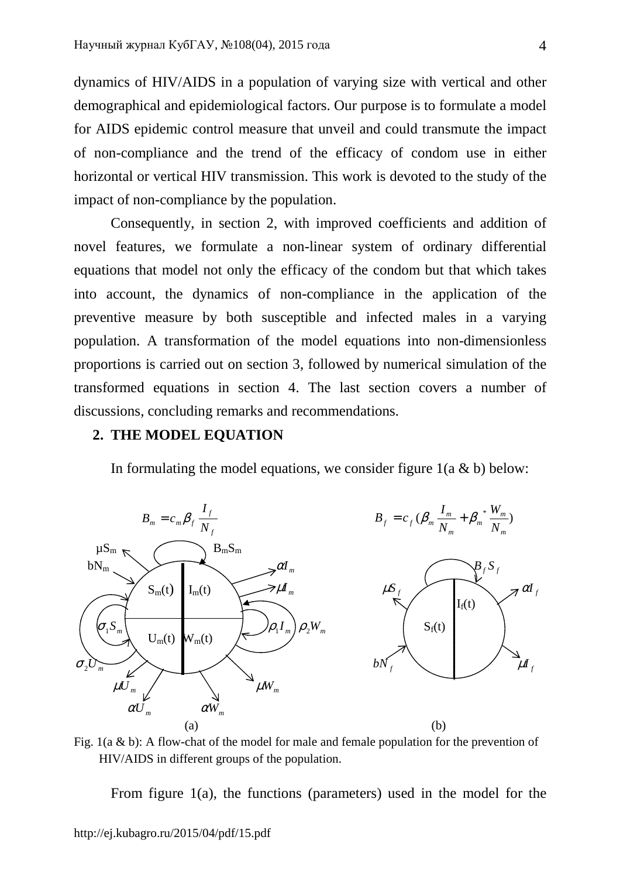dynamics of HIV/AIDS in a population of varying size with vertical and other demographical and epidemiological factors. Our purpose is to formulate a model for AIDS epidemic control measure that unveil and could transmute the impact of non-compliance and the trend of the efficacy of condom use in either horizontal or vertical HIV transmission. This work is devoted to the study of the impact of non-compliance by the population.

Consequently, in section 2, with improved coefficients and addition of novel features, we formulate a non-linear system of ordinary differential equations that model not only the efficacy of the condom but that which takes into account, the dynamics of non-compliance in the application of the preventive measure by both susceptible and infected males in a varying population. A transformation of the model equations into non-dimensionless proportions is carried out on section 3, followed by numerical simulation of the transformed equations in section 4. The last section covers a number of discussions, concluding remarks and recommendations.

## 2. THE MODEL EQUATION

In formulating the model equations, we consider figure 1(a & b) below:

$$B_m = c_m \beta_f \frac{I_f}{N_f} \qquad\qquad B_f = c_f \left(\beta_m \frac{I_m}{N_m} + \beta_m^* \frac{W_m}{N_m}\right)$$

(a) Compartments: $S_m(t)$, $I_m(t)$, $U_m(t)$, $W_m(t)$; flows: $bN_m$, $\mu S_m$, $B_m S_m$, $\alpha I_m$, $\mu I_m$, $\sigma_1 S_m$, $\sigma_2 U_m$, $\rho_1 I_m$, $\rho_2 W_m$, $\mu U_m$, $\alpha U_m$, $\mu W_m$, $\alpha W_m$

(b) Compartments: $S_f(t)$, $I_f(t)$; flows: $bN_f$, $\mu S_f$, $B_f S_f$, $\alpha I_f$, $\mu I_f$

Fig. 1(a & b): A flow-chat of the model for male and female population for the prevention of HIV/AIDS in different groups of the population.

From figure 1(a), the functions (parameters) used in the model for the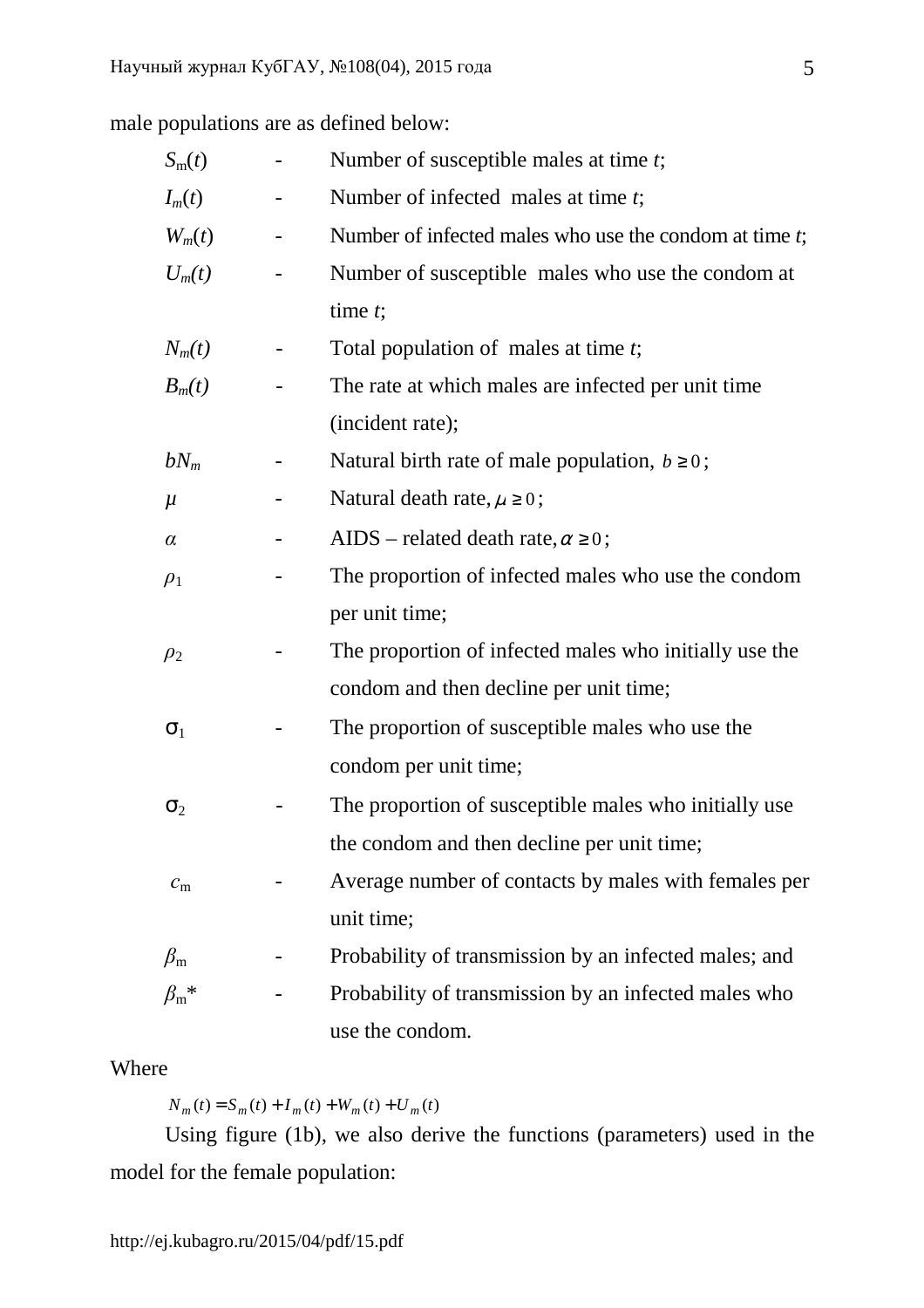male populations are as defined below:

| | | |
|---|---|---|
| $S_m(t)$ | - | Number of susceptible males at time $t$; |
| $I_m(t)$ | - | Number of infected males at time $t$; |
| $W_m(t)$ | - | Number of infected males who use the condom at time $t$; |
| $U_m(t)$ | - | Number of susceptible males who use the condom at time $t$; |
| $N_m(t)$ | - | Total population of males at time $t$; |
| $B_m(t)$ | - | The rate at which males are infected per unit time (incident rate); |
| $bN_m$ | - | Natural birth rate of male population, $b \geq 0$; |
| $\mu$ | - | Natural death rate, $\mu \geq 0$; |
| $\alpha$ | - | AIDS – related death rate, $\alpha \geq 0$; |
| $\rho_1$ | - | The proportion of infected males who use the condom per unit time; |
| $\rho_2$ | - | The proportion of infected males who initially use the condom and then decline per unit time; |
| $\sigma_1$ | - | The proportion of susceptible males who use the condom per unit time; |
| $\sigma_2$ | - | The proportion of susceptible males who initially use the condom and then decline per unit time; |
| $c_m$ | - | Average number of contacts by males with females per unit time; |
| $\beta_m$ | - | Probability of transmission by an infected males; and |
| $\beta_m$* | - | Probability of transmission by an infected males who use the condom. |

Where

$$N_m(t) = S_m(t) + I_m(t) + W_m(t) + U_m(t)$$

Using figure (1b), we also derive the functions (parameters) used in the model for the female population: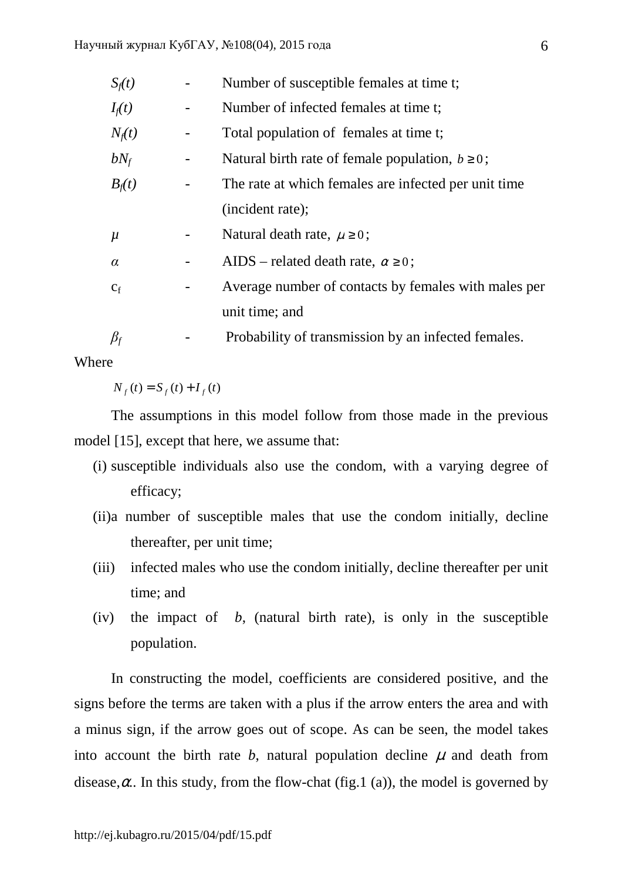| | | |
|---|---|---|
| $S_f(t)$ | - | Number of susceptible females at time t; |
| $I_f(t)$ | - | Number of infected females at time t; |
| $N_f(t)$ | - | Total population of females at time t; |
| $bN_f$ | - | Natural birth rate of female population, $b \geq 0$; |
| $B_f(t)$ | - | The rate at which females are infected per unit time (incident rate); |
| $\mu$ | - | Natural death rate, $\mu \geq 0$; |
| $\alpha$ | - | AIDS – related death rate, $\alpha \geq 0$; |
| $c_f$ | - | Average number of contacts by females with males per unit time; and |
| $\beta_f$ | - | Probability of transmission by an infected females. |

Where

$$N_f(t) = S_f(t) + I_f(t)$$

The assumptions in this model follow from those made in the previous model [15], except that here, we assume that:

(i) susceptible individuals also use the condom, with a varying degree of efficacy;

(ii) a number of susceptible males that use the condom initially, decline thereafter, per unit time;

(iii) infected males who use the condom initially, decline thereafter per unit time; and

(iv) the impact of $b$, (natural birth rate), is only in the susceptible population.

In constructing the model, coefficients are considered positive, and the signs before the terms are taken with a plus if the arrow enters the area and with a minus sign, if the arrow goes out of scope. As can be seen, the model takes into account the birth rate $b$, natural population decline $\mu$ and death from disease, $\alpha$.. In this study, from the flow-chat (fig.1 (a)), the model is governed by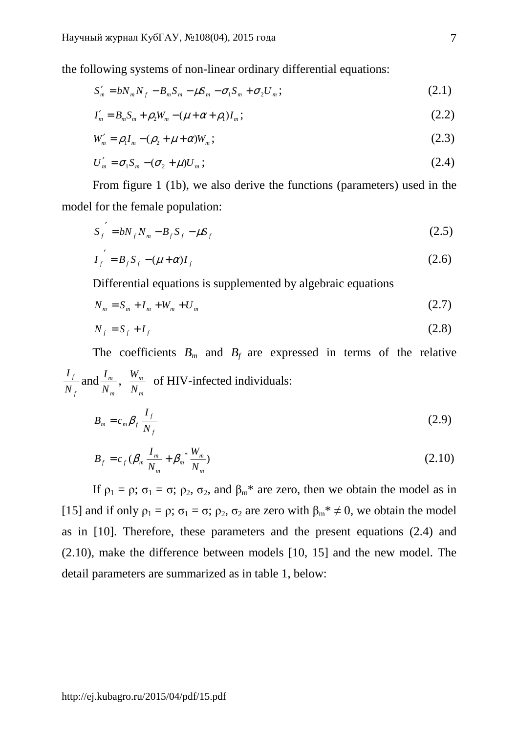the following systems of non-linear ordinary differential equations:

$$S_m' = bN_m N_f - B_m S_m - \mu S_m - \sigma_1 S_m + \sigma_2 U_m; \tag{2.1}$$

$$I_m' = B_m S_m + \rho_2 W_m - (\mu + \alpha + \rho_1) I_m; \tag{2.2}$$

$$W_m' = \rho_1 I_m - (\rho_2 + \mu + \alpha) W_m; \tag{2.3}$$

$$U_m' = \sigma_1 S_m - (\sigma_2 + \mu) U_m; \tag{2.4}$$

From figure 1 (1b), we also derive the functions (parameters) used in the model for the female population:

$$S_f' = bN_f N_m - B_f S_f - \mu S_f \tag{2.5}$$

$$I_f' = B_f S_f - (\mu + \alpha) I_f \tag{2.6}$$

Differential equations is supplemented by algebraic equations

$$N_m = S_m + I_m + W_m + U_m \tag{2.7}$$

$$N_f = S_f + I_f \tag{2.8}$$

The coefficients $B_m$ and $B_f$ are expressed in terms of the relative $\frac{I_f}{N_f}$ and $\frac{I_m}{N_m}$, $\frac{W_m}{N_m}$ of HIV-infected individuals:

$$B_m = c_m \beta_f \frac{I_f}{N_f} \tag{2.9}$$

$$B_f = c_f \left(\beta_m \frac{I_m}{N_m} + \beta_m{}^* \frac{W_m}{N_m}\right) \tag{2.10}$$

If $\rho_1 = \rho$; $\sigma_1 = \sigma$; $\rho_2$, $\sigma_2$, and $\beta_m^*$ are zero, then we obtain the model as in [15] and if only $\rho_1 = \rho$; $\sigma_1 = \sigma$; $\rho_2$, $\sigma_2$ are zero with $\beta_m^* \neq 0$, we obtain the model as in [10]. Therefore, these parameters and the present equations (2.4) and (2.10), make the difference between models [10, 15] and the new model. The detail parameters are summarized as in table 1, below: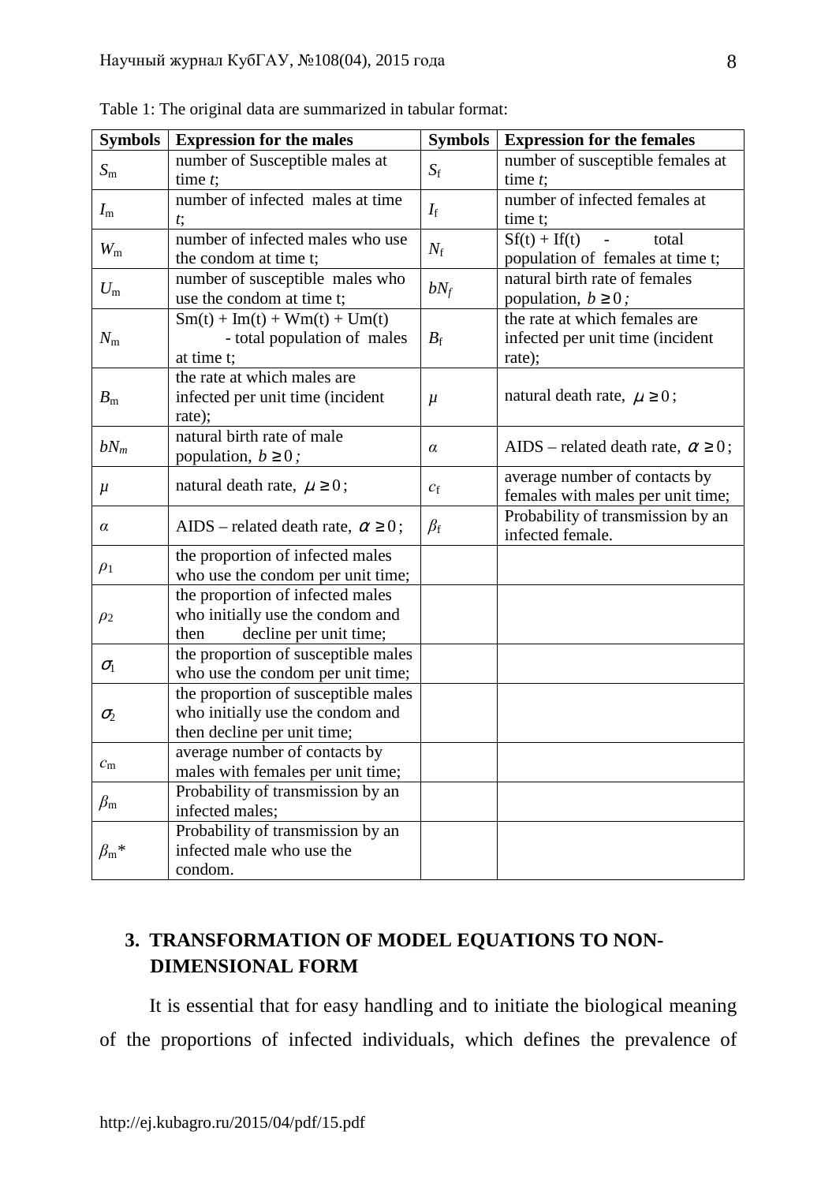Table 1: The original data are summarized in tabular format:

| Symbols | Expression for the males | Symbols | Expression for the females |
|---|---|---|---|
| $S_m$ | number of Susceptible males at time *t*; | $S_f$ | number of susceptible females at time *t*; |
| $I_m$ | number of infected males at time *t*; | $I_f$ | number of infected females at time t; |
| $W_m$ | number of infected males who use the condom at time t; | $N_f$ | Sf(t) + If(t) - total population of females at time t; |
| $U_m$ | number of susceptible males who use the condom at time t; | $bN_f$ | natural birth rate of females population, $b \geq 0$; |
| $N_m$ | Sm(t) + Im(t) + Wm(t) + Um(t) - total population of males at time t; | $B_f$ | the rate at which females are infected per unit time (incident rate); |
| $B_m$ | the rate at which males are infected per unit time (incident rate); | $\mu$ | natural death rate, $\mu \geq 0$; |
| $bN_m$ | natural birth rate of male population, $b \geq 0$; | $\alpha$ | AIDS – related death rate, $\alpha \geq 0$; |
| $\mu$ | natural death rate, $\mu \geq 0$; | $c_f$ | average number of contacts by females with males per unit time; |
| $\alpha$ | AIDS – related death rate, $\alpha \geq 0$; | $\beta_f$ | Probability of transmission by an infected female. |
| $\rho_1$ | the proportion of infected males who use the condom per unit time; | | |
| $\rho_2$ | the proportion of infected males who initially use the condom and then decline per unit time; | | |
| $\sigma_1$ | the proportion of susceptible males who use the condom per unit time; | | |
| $\sigma_2$ | the proportion of susceptible males who initially use the condom and then decline per unit time; | | |
| $c_m$ | average number of contacts by males with females per unit time; | | |
| $\beta_m$ | Probability of transmission by an infected males; | | |
| $\beta_m$* | Probability of transmission by an infected male who use the condom. | | |

## 3. TRANSFORMATION OF MODEL EQUATIONS TO NON-DIMENSIONAL FORM

It is essential that for easy handling and to initiate the biological meaning of the proportions of infected individuals, which defines the prevalence of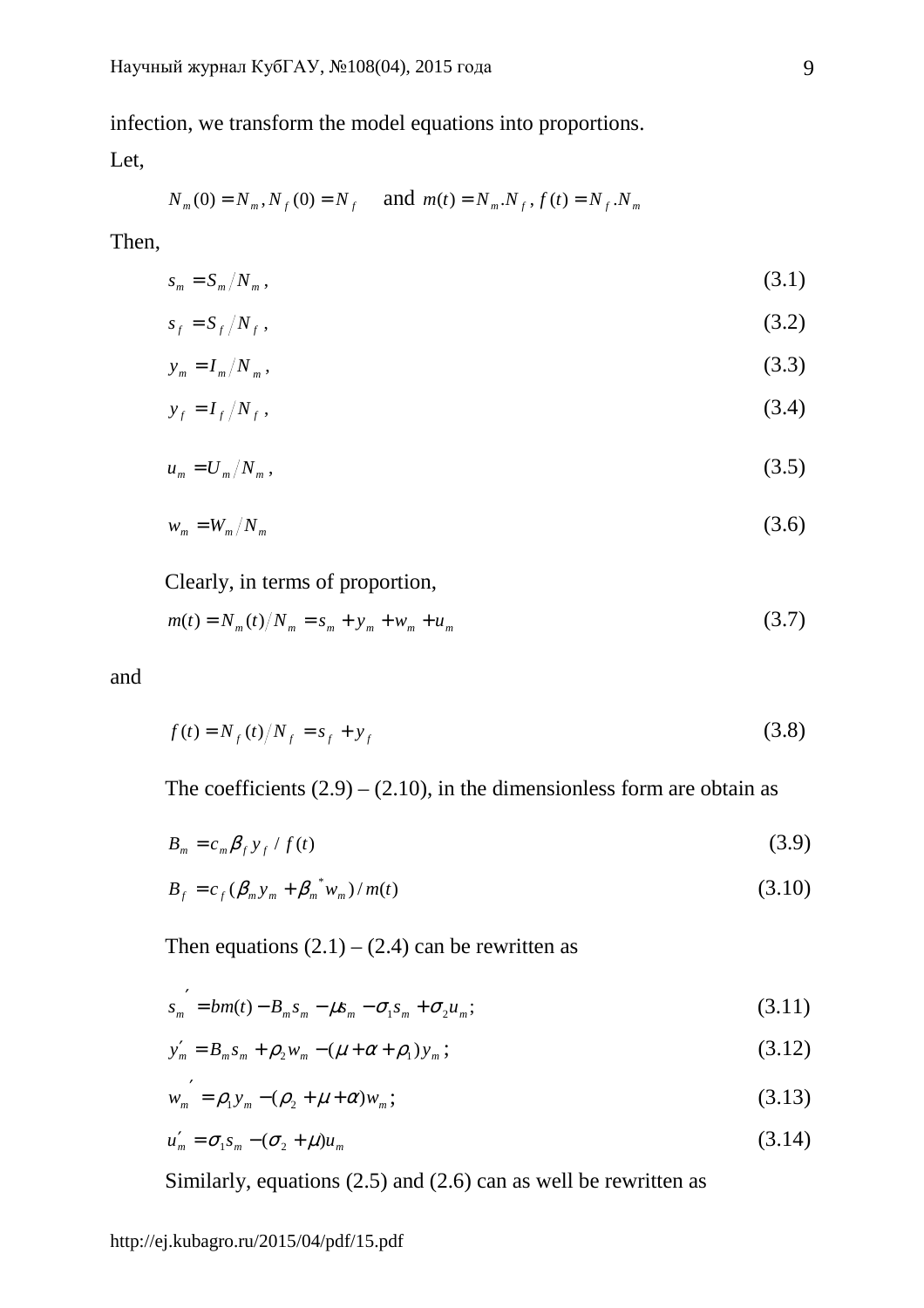infection, we transform the model equations into proportions.

Let,

$$N_m(0) = N_m, N_f(0) = N_f \quad \text{and } m(t) = N_m.N_f, f(t) = N_f.N_m$$

Then,

$$s_m = S_m / N_m, \tag{3.1}$$

$$s_f = S_f / N_f, \tag{3.2}$$

$$y_m = I_m / N_m, \tag{3.3}$$

$$y_f = I_f / N_f, \tag{3.4}$$

$$u_m = U_m / N_m, \tag{3.5}$$

$$w_m = W_m / N_m \tag{3.6}$$

Clearly, in terms of proportion,

$$m(t) = N_m(t) / N_m = s_m + y_m + w_m + u_m \tag{3.7}$$

and

$$f(t) = N_f(t) / N_f = s_f + y_f \tag{3.8}$$

The coefficients (2.9) – (2.10), in the dimensionless form are obtain as

$$B_m = c_m \beta_f y_f / f(t) \tag{3.9}$$

$$B_f = c_f(\beta_m y_m + \beta_m^* w_m) / m(t) \tag{3.10}$$

Then equations (2.1) – (2.4) can be rewritten as

$$s_m' = bm(t) - B_m s_m - \mu s_m - \sigma_1 s_m + \sigma_2 u_m; \tag{3.11}$$

$$y_m' = B_m s_m + \rho_2 w_m - (\mu + \alpha + \rho_1) y_m; \tag{3.12}$$

$$w_m' = \rho_1 y_m - (\rho_2 + \mu + \alpha) w_m; \tag{3.13}$$

$$u_m' = \sigma_1 s_m - (\sigma_2 + \mu) u_m \tag{3.14}$$

Similarly, equations (2.5) and (2.6) can as well be rewritten as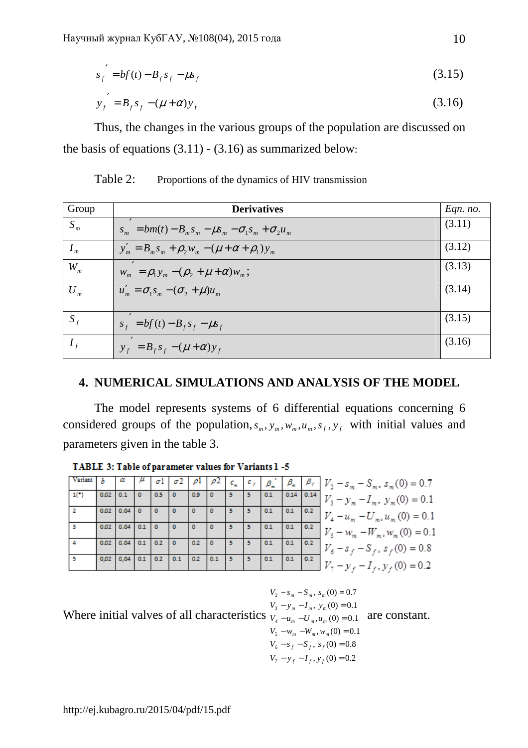$$s_f' = bf(t) - B_f s_f - \mu s_f \tag{3.15}$$

$$y_f' = B_f s_f - (\mu + \alpha) y_f \tag{3.16}$$

Thus, the changes in the various groups of the population are discussed on the basis of equations (3.11) - (3.16) as summarized below:

Table 2: Proportions of the dynamics of HIV transmission

| Group | **Derivatives** | *Eqn. no.* |
|---|---|---|
| $S_m$ | $s_m' = bm(t) - B_m s_m - \mu s_m - \sigma_1 s_m + \sigma_2 u_m$ | (3.11) |
| $I_m$ | $y_m' = B_m s_m + \rho_2 w_m - (\mu + \alpha + \rho_1) y_m$ | (3.12) |
| $W_m$ | $w_m' = \rho_1 y_m - (\rho_2 + \mu + \alpha) w_m$; | (3.13) |
| $U_m$ | $u_m' = \sigma_1 s_m - (\sigma_2 + \mu) u_m$ | (3.14) |
| $S_f$ | $s_f' = bf(t) - B_f s_f - \mu s_f$ | (3.15) |
| $I_f$ | $y_f' = B_f s_f - (\mu + \alpha) y_f$ | (3.16) |

## 4. NUMERICAL SIMULATIONS AND ANALYSIS OF THE MODEL

The model represents systems of 6 differential equations concerning 6 considered groups of the population, $s_m, y_m, w_m, u_m, s_f, y_f$ with initial values and parameters given in the table 3.

**TABLE 3: Table of parameter values for Variants 1 -5**

| Variant | $b$ | $\alpha$ | $\mu$ | $\sigma1$ | $\sigma2$ | $\rho1$ | $\rho2$ | $c_m$ | $c_f$ | $\beta_m^*$ | $\beta_m$ | $\beta_f$ |
|---|---|---|---|---|---|---|---|---|---|---|---|---|
| 1(*) | 0.02 | 0.1 | 0 | 0.5 | 0 | 0.9 | 0 | 5 | 5 | 0.1 | 0.14 | 0.14 |
| 2 | 0.02 | 0.04 | 0 | 0 | 0 | 0 | 0 | 5 | 5 | 0.1 | 0.1 | 0.2 |
| 3 | 0.02 | 0.04 | 0.1 | 0 | 0 | 0 | 0 | 5 | 5 | 0.1 | 0.1 | 0.2 |
| 4 | 0.02 | 0.04 | 0.1 | 0.2 | 0 | 0.2 | 0 | 5 | 5 | 0.1 | 0.1 | 0.2 |
| 5 | 0,02 | 0,04 | 0.1 | 0.2 | 0.1 | 0.2 | 0.1 | 5 | 5 | 0.1 | 0.1 | 0.2 |

$V_2 - s_m - S_m,\ s_m(0) = 0.7$
$V_3 - y_m - I_m,\ y_m(0) = 0.1$
$V_4 - u_m - U_m, u_m(0) = 0.1$
$V_5 - w_m - W_m, w_m(0) = 0.1$
$V_6 - s_f - S_f,\ s_f(0) = 0.8$
$V_7 - y_f - I_f, y_f(0) = 0.2$

Where initial valves of all characteristics 
$V_2 - s_m - S_m,\ s_m(0) = 0.7$
$V_3 - y_m - I_m,\ y_m(0) = 0.1$
$V_4 - u_m - U_m, u_m(0) = 0.1$
$V_5 - w_m - W_m, w_m(0) = 0.1$
$V_6 - s_f - S_f,\ s_f(0) = 0.8$
$V_7 - y_f - I_f, y_f(0) = 0.2$
are constant.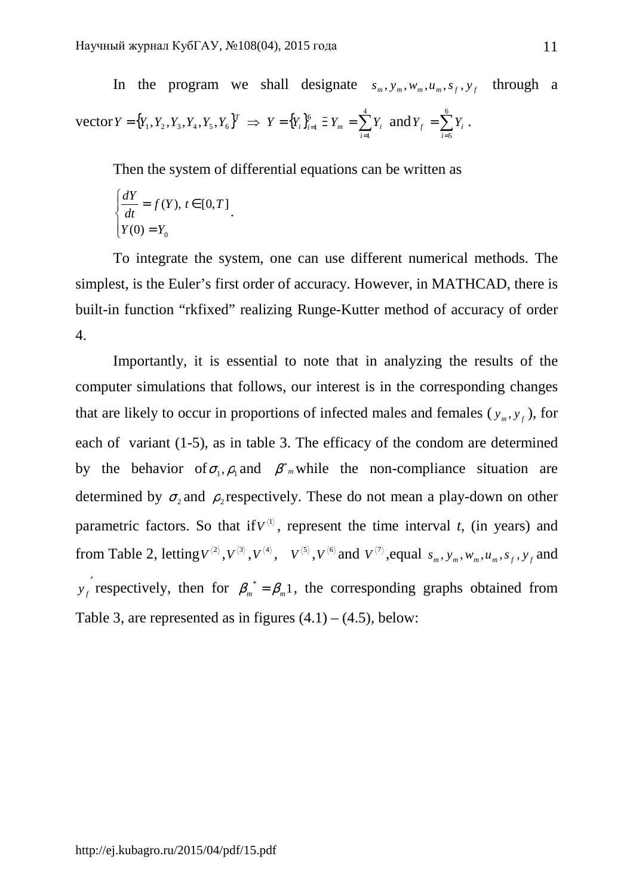In the program we shall designate $s_m, y_m, w_m, u_m, s_f, y_f$ through a vector $Y = \{Y_1, Y_2, Y_3, Y_4, Y_5, Y_6\}^T \Rightarrow Y = \{Y_i\}_{i=1}^{6} \; \Xi \; Y_m = \sum_{i=1}^{4} Y_i$ and $Y_f = \sum_{i=5}^{6} Y_i$ .

Then the system of differential equations can be written as

$$\begin{cases} \dfrac{dY}{dt} = f(Y), \; t \in [0, T] \\ Y(0) = Y_0 \end{cases}.$$

To integrate the system, one can use different numerical methods. The simplest, is the Euler's first order of accuracy. However, in MATHCAD, there is built-in function "rkfixed" realizing Runge-Kutter method of accuracy of order 4.

Importantly, it is essential to note that in analyzing the results of the computer simulations that follows, our interest is in the corresponding changes that are likely to occur in proportions of infected males and females ($y_m, y_f$), for each of variant (1-5), as in table 3. The efficacy of the condom are determined by the behavior of $\sigma_1, \rho_1$ and $\beta^*{}_m$ while the non-compliance situation are determined by $\sigma_2$ and $\rho_2$ respectively. These do not mean a play-down on other parametric factors. So that if $V^{\langle 1 \rangle}$, represent the time interval *t*, (in years) and from Table 2, letting $V^{\langle 2 \rangle}, V^{\langle 3 \rangle}, V^{\langle 4 \rangle}$, $V^{\langle 5 \rangle}, V^{\langle 6 \rangle}$ and $V^{\langle 7 \rangle}$, equal $s_m, y_m, w_m, u_m, s_f, y_f$ and $y_f'$ respectively, then for $\beta_m^* = \beta_m 1$, the corresponding graphs obtained from Table 3, are represented as in figures (4.1) – (4.5), below: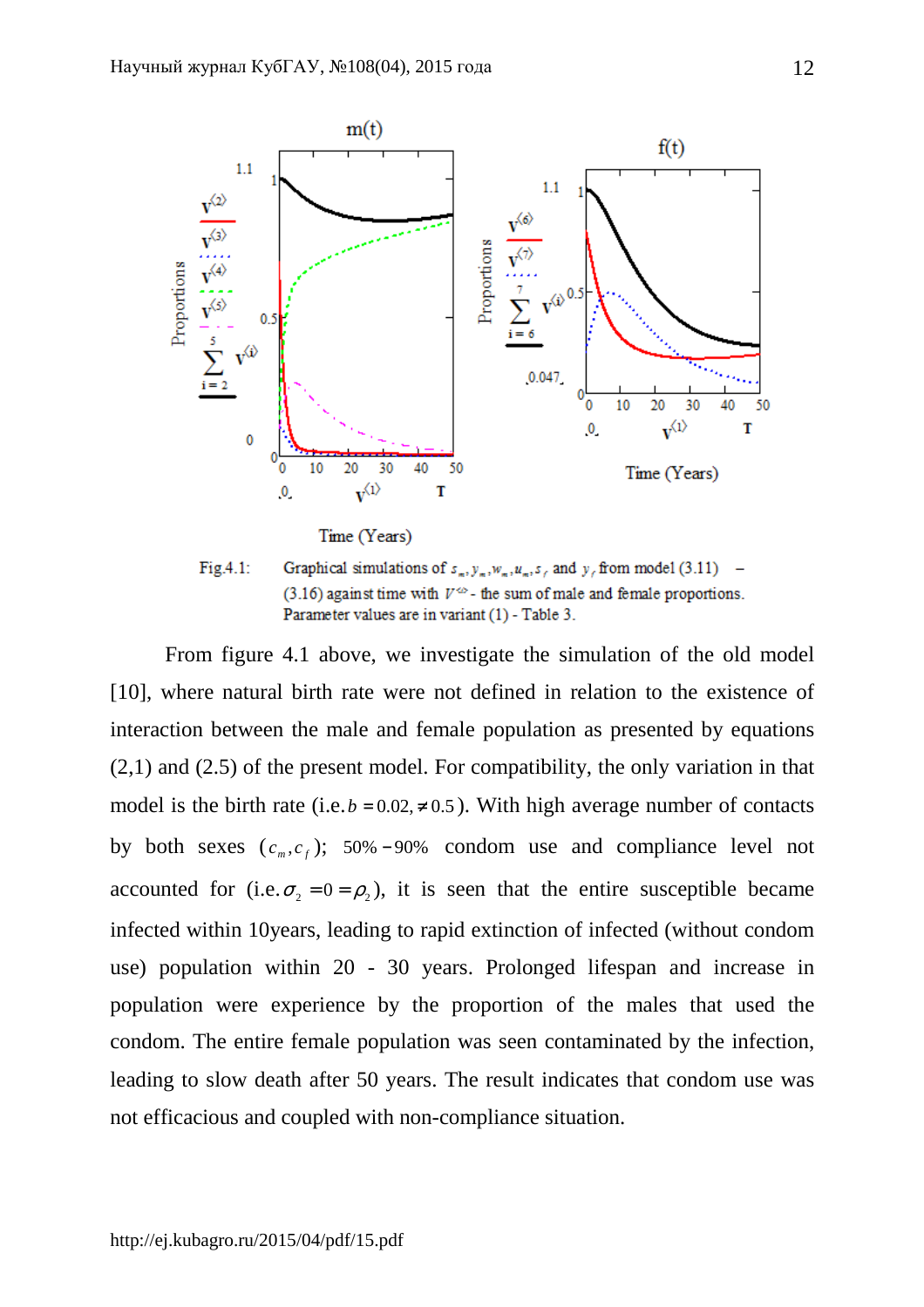Fig.4.1: Graphical simulations of $s_m, y_m, w_m, u_m, s_f$ and $y_f$ from model (3.11) – (3.16) against time with $V^{\langle i \rangle}$ - the sum of male and female proportions. Parameter values are in variant (1) - Table 3.

From figure 4.1 above, we investigate the simulation of the old model [10], where natural birth rate were not defined in relation to the existence of interaction between the male and female population as presented by equations (2,1) and (2.5) of the present model. For compatibility, the only variation in that model is the birth rate (i.e. $b = 0.02, \neq 0.5$). With high average number of contacts by both sexes ($c_m, c_f$); $50\% - 90\%$ condom use and compliance level not accounted for (i.e. $\sigma_2 = 0 = \rho_2$), it is seen that the entire susceptible became infected within 10years, leading to rapid extinction of infected (without condom use) population within 20 - 30 years. Prolonged lifespan and increase in population were experience by the proportion of the males that used the condom. The entire female population was seen contaminated by the infection, leading to slow death after 50 years. The result indicates that condom use was not efficacious and coupled with non-compliance situation.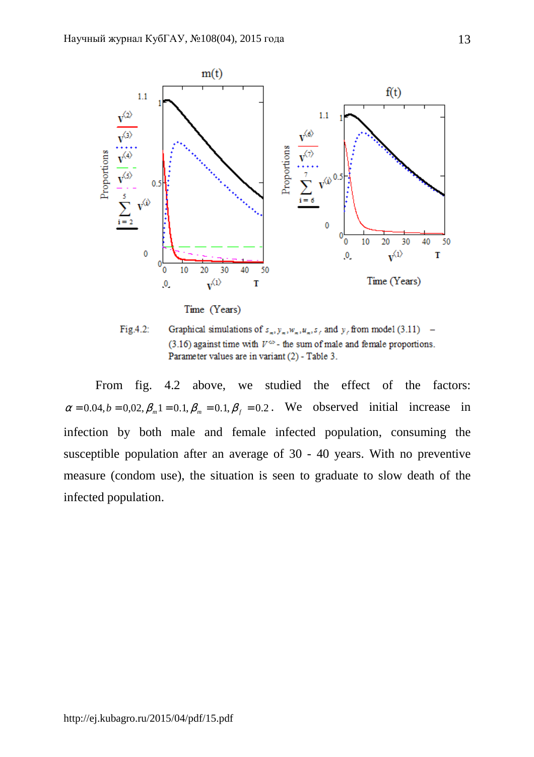Fig.4.2: Graphical simulations of $s_m, y_m, w_m, u_m, s_f$ and $y_f$ from model (3.11) – (3.16) against time with $V^{\langle i \rangle}$ - the sum of male and female proportions. Parameter values are in variant (2) - Table 3.

From fig. 4.2 above, we studied the effect of the factors: $\alpha = 0.04, b = 0{,}02, \beta_m 1 = 0.1, \beta_m = 0.1, \beta_f = 0.2$. We observed initial increase in infection by both male and female infected population, consuming the susceptible population after an average of 30 - 40 years. With no preventive measure (condom use), the situation is seen to graduate to slow death of the infected population.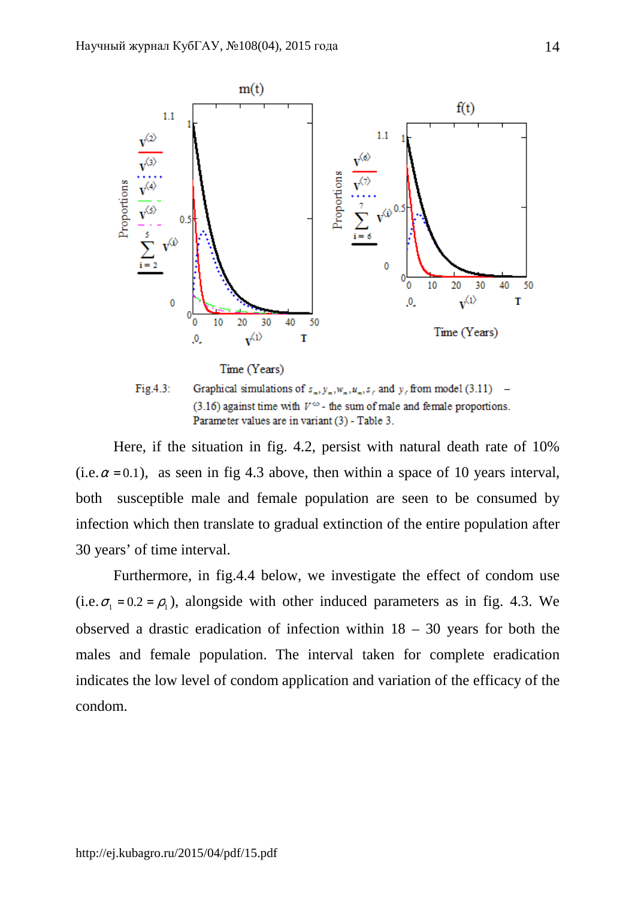Fig.4.3: Graphical simulations of $s_m, y_m, w_m, u_m, s_f$ and $y_f$ from model (3.11) – (3.16) against time with $V^{\langle 1 \rangle}$ - the sum of male and female proportions. Parameter values are in variant (3) - Table 3.

Here, if the situation in fig. 4.2, persist with natural death rate of 10% (i.e. $\alpha = 0.1$), as seen in fig 4.3 above, then within a space of 10 years interval, both susceptible male and female population are seen to be consumed by infection which then translate to gradual extinction of the entire population after 30 years' of time interval.

Furthermore, in fig.4.4 below, we investigate the effect of condom use (i.e. $\sigma_1 = 0.2 = \rho_1$), alongside with other induced parameters as in fig. 4.3. We observed a drastic eradication of infection within 18 – 30 years for both the males and female population. The interval taken for complete eradication indicates the low level of condom application and variation of the efficacy of the condom.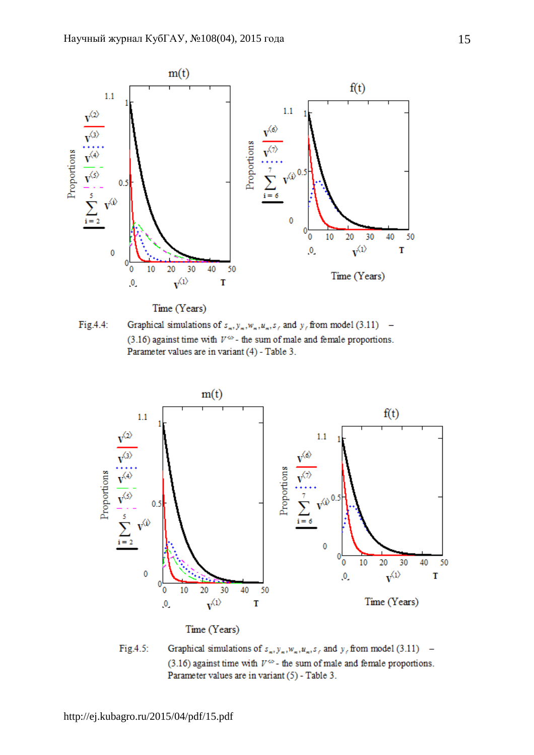Fig.4.4: Graphical simulations of $s_m, y_m, w_m, u_m, s_f$ and $y_f$ from model (3.11) – (3.16) against time with $V^{\langle i \rangle}$ - the sum of male and female proportions. Parameter values are in variant (4) - Table 3.

Fig.4.5: Graphical simulations of $s_m, y_m, w_m, u_m, s_f$ and $y_f$ from model (3.11) – (3.16) against time with $V^{\langle i \rangle}$ - the sum of male and female proportions. Parameter values are in variant (5) - Table 3.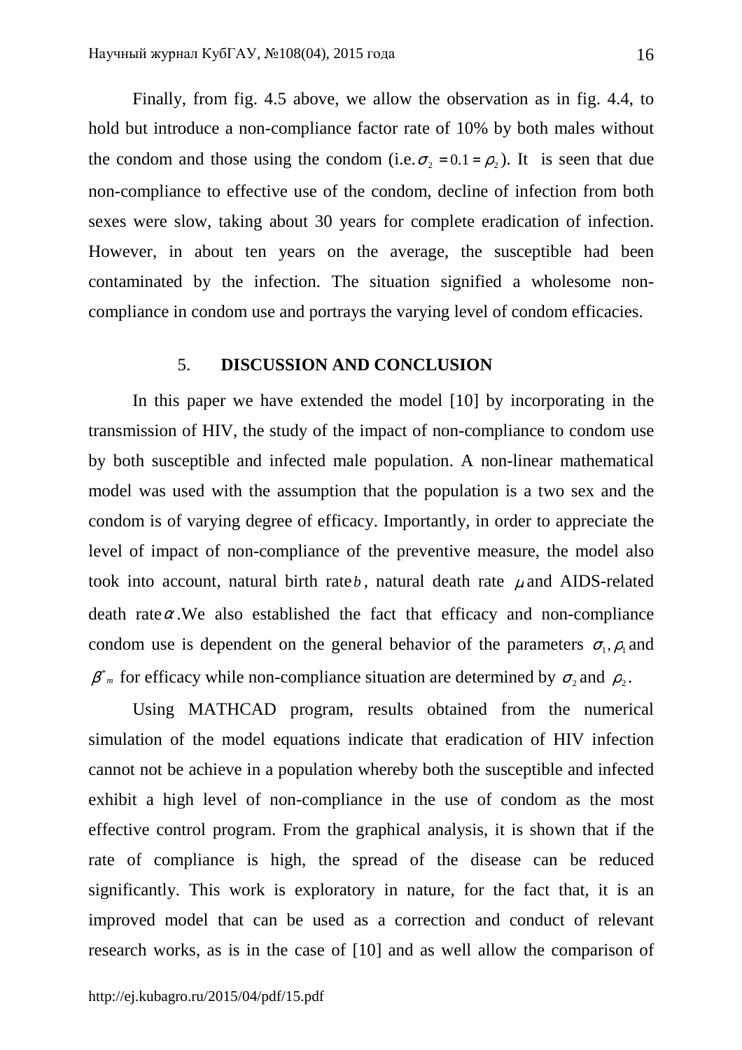Finally, from fig. 4.5 above, we allow the observation as in fig. 4.4, to hold but introduce a non-compliance factor rate of 10% by both males without the condom and those using the condom (i.e. $\sigma_2 = 0.1 = \rho_2$). It is seen that due non-compliance to effective use of the condom, decline of infection from both sexes were slow, taking about 30 years for complete eradication of infection. However, in about ten years on the average, the susceptible had been contaminated by the infection. The situation signified a wholesome non-compliance in condom use and portrays the varying level of condom efficacies.

## 5. DISCUSSION AND CONCLUSION

In this paper we have extended the model [10] by incorporating in the transmission of HIV, the study of the impact of non-compliance to condom use by both susceptible and infected male population. A non-linear mathematical model was used with the assumption that the population is a two sex and the condom is of varying degree of efficacy. Importantly, in order to appreciate the level of impact of non-compliance of the preventive measure, the model also took into account, natural birth rate $b$, natural death rate $\mu$ and AIDS-related death rate $\alpha$. We also established the fact that efficacy and non-compliance condom use is dependent on the general behavior of the parameters $\sigma_1, \rho_1$ and $\beta^*_m$ for efficacy while non-compliance situation are determined by $\sigma_2$ and $\rho_2$.

Using MATHCAD program, results obtained from the numerical simulation of the model equations indicate that eradication of HIV infection cannot not be achieve in a population whereby both the susceptible and infected exhibit a high level of non-compliance in the use of condom as the most effective control program. From the graphical analysis, it is shown that if the rate of compliance is high, the spread of the disease can be reduced significantly. This work is exploratory in nature, for the fact that, it is an improved model that can be used as a correction and conduct of relevant research works, as is in the case of [10] and as well allow the comparison of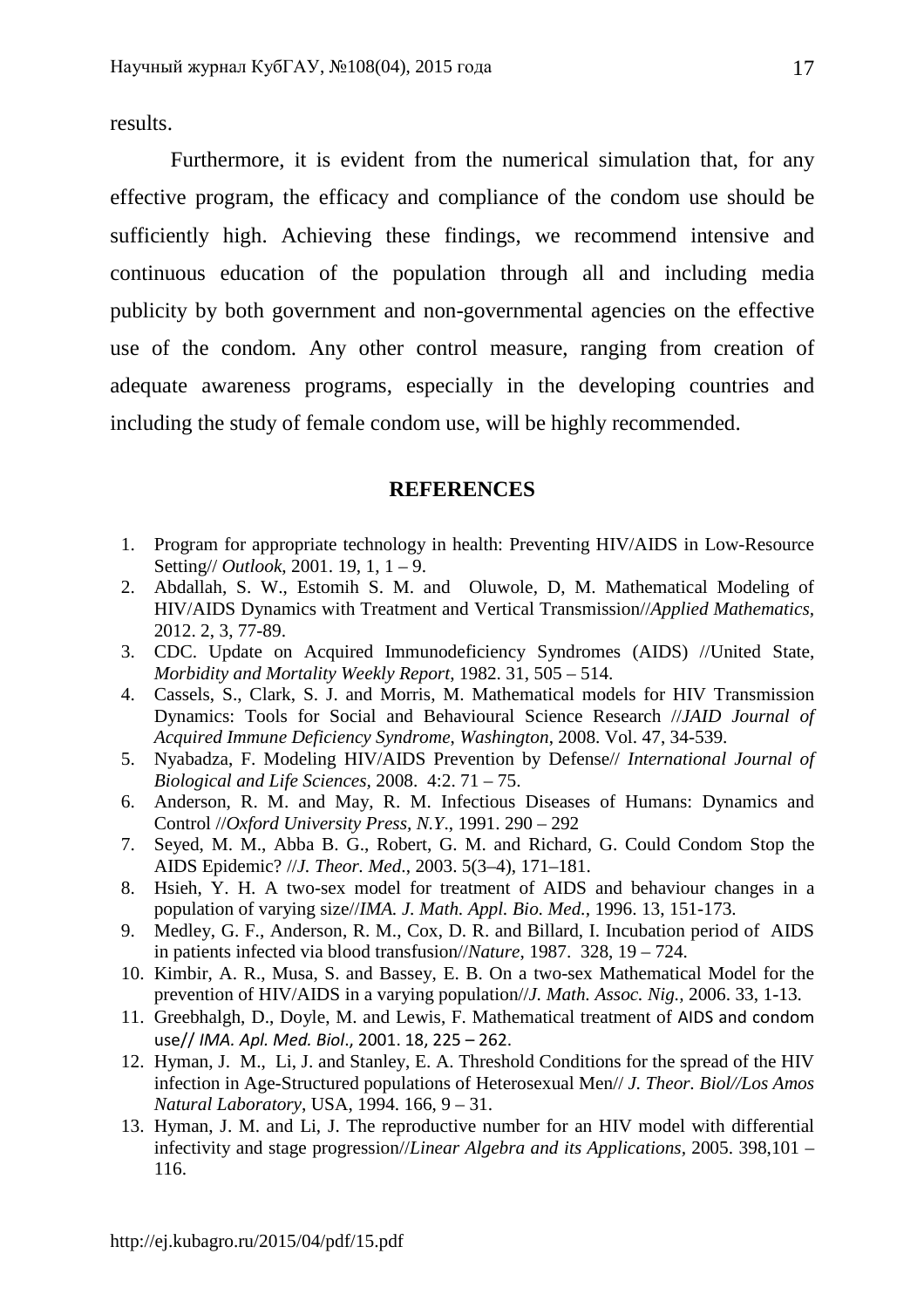results.

Furthermore, it is evident from the numerical simulation that, for any effective program, the efficacy and compliance of the condom use should be sufficiently high. Achieving these findings, we recommend intensive and continuous education of the population through all and including media publicity by both government and non-governmental agencies on the effective use of the condom. Any other control measure, ranging from creation of adequate awareness programs, especially in the developing countries and including the study of female condom use, will be highly recommended.

## REFERENCES

1. Program for appropriate technology in health: Preventing HIV/AIDS in Low-Resource Setting// *Outlook*, 2001. 19, 1, 1 – 9.
2. Abdallah, S. W., Estomih S. M. and Oluwole, D, M. Mathematical Modeling of HIV/AIDS Dynamics with Treatment and Vertical Transmission//*Applied Mathematics*, 2012. 2, 3, 77-89.
3. CDC. Update on Acquired Immunodeficiency Syndromes (AIDS) //United State, *Morbidity and Mortality Weekly Report*, 1982. 31, 505 – 514.
4. Cassels, S., Clark, S. J. and Morris, M. Mathematical models for HIV Transmission Dynamics: Tools for Social and Behavioural Science Research //*JAID Journal of Acquired Immune Deficiency Syndrome, Washington*, 2008. Vol. 47, 34-539.
5. Nyabadza, F. Modeling HIV/AIDS Prevention by Defense// *International Journal of Biological and Life Sciences,* 2008. 4:2. 71 – 75.
6. Anderson, R. M. and May, R. M. Infectious Diseases of Humans: Dynamics and Control //*Oxford University Press, N.Y.*, 1991. 290 – 292
7. Seyed, M. M., Abba B. G., Robert, G. M. and Richard, G. Could Condom Stop the AIDS Epidemic? //*J. Theor. Med*., 2003. 5(3–4), 171–181.
8. Hsieh, Y. H. A two-sex model for treatment of AIDS and behaviour changes in a population of varying size//*IMA. J. Math. Appl. Bio. Med.*, 1996. 13, 151-173.
9. Medley, G. F., Anderson, R. M., Cox, D. R. and Billard, I. Incubation period of AIDS in patients infected via blood transfusion//*Nature*, 1987. 328, 19 – 724.
10. Kimbir, A. R., Musa, S. and Bassey, E. B. On a two-sex Mathematical Model for the prevention of HIV/AIDS in a varying population//*J. Math. Assoc. Nig.*, 2006. 33, 1-13.
11. Greebhalgh, D., Doyle, M. and Lewis, F. Mathematical treatment of AIDS and condom use// *IMA. Apl. Med. Biol.,* 2001. 18, 225 – 262.
12. Hyman, J. M., Li, J. and Stanley, E. A. Threshold Conditions for the spread of the HIV infection in Age-Structured populations of Heterosexual Men// *J. Theor. Biol//Los Amos Natural Laboratory*, USA, 1994. 166, 9 – 31.
13. Hyman, J. M. and Li, J. The reproductive number for an HIV model with differential infectivity and stage progression//*Linear Algebra and its Applications*, 2005. 398,101 – 116.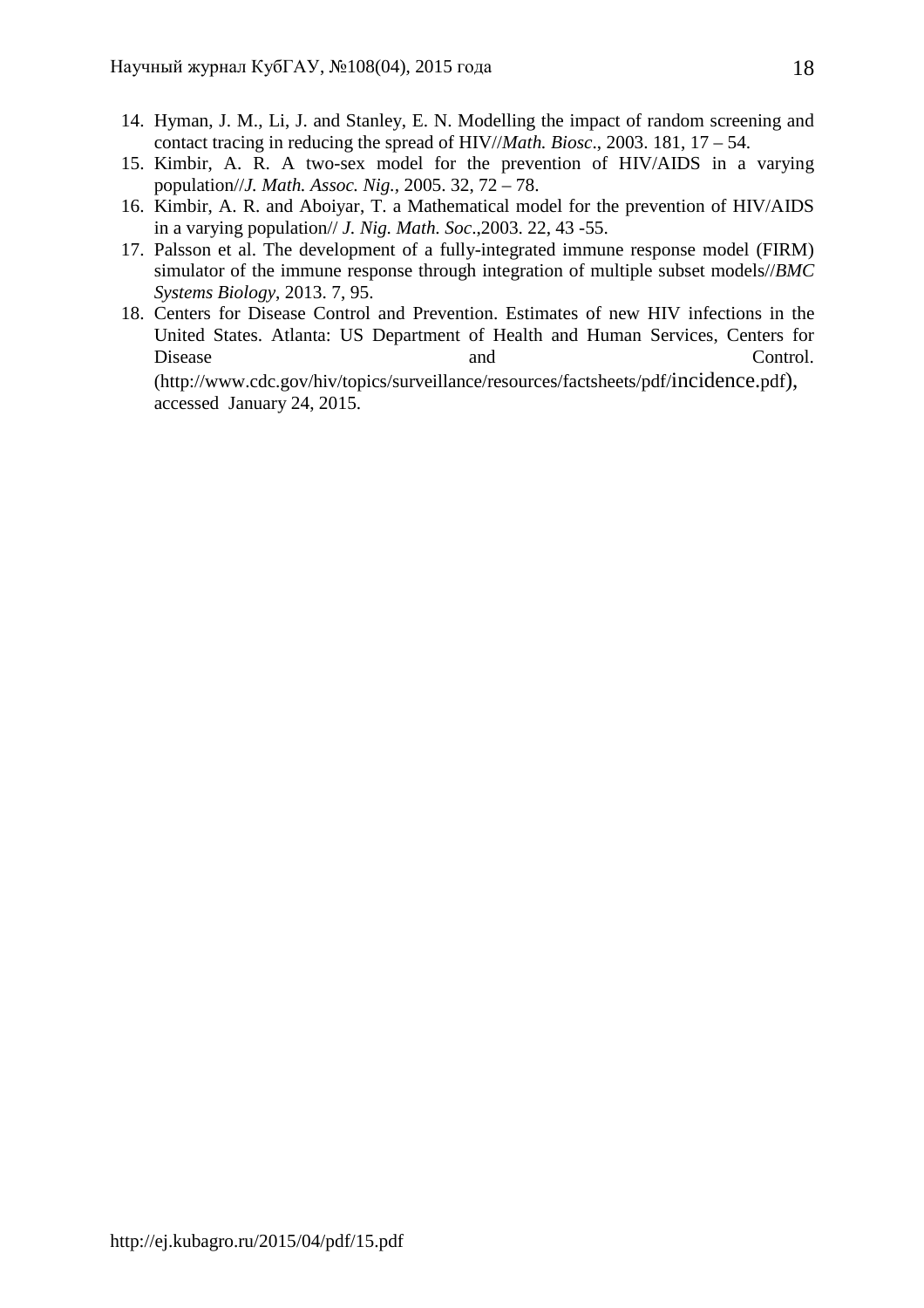14. Hyman, J. M., Li, J. and Stanley, E. N. Modelling the impact of random screening and contact tracing in reducing the spread of HIV//*Math. Biosc*., 2003. 181, 17 – 54.
15. Kimbir, A. R. A two-sex model for the prevention of HIV/AIDS in a varying population//*J. Math. Assoc. Nig.,* 2005. 32, 72 – 78.
16. Kimbir, A. R. and Aboiyar, T. a Mathematical model for the prevention of HIV/AIDS in a varying population// *J. Nig. Math. Soc*.,2003. 22, 43 -55.
17. Palsson et al. The development of a fully-integrated immune response model (FIRM) simulator of the immune response through integration of multiple subset models//*BMC Systems Biology*, 2013. 7, 95.
18. Centers for Disease Control and Prevention. Estimates of new HIV infections in the United States. Atlanta: US Department of Health and Human Services, Centers for Disease and Control. (http://www.cdc.gov/hiv/topics/surveillance/resources/factsheets/pdf/incidence.pdf), accessed January 24, 2015.